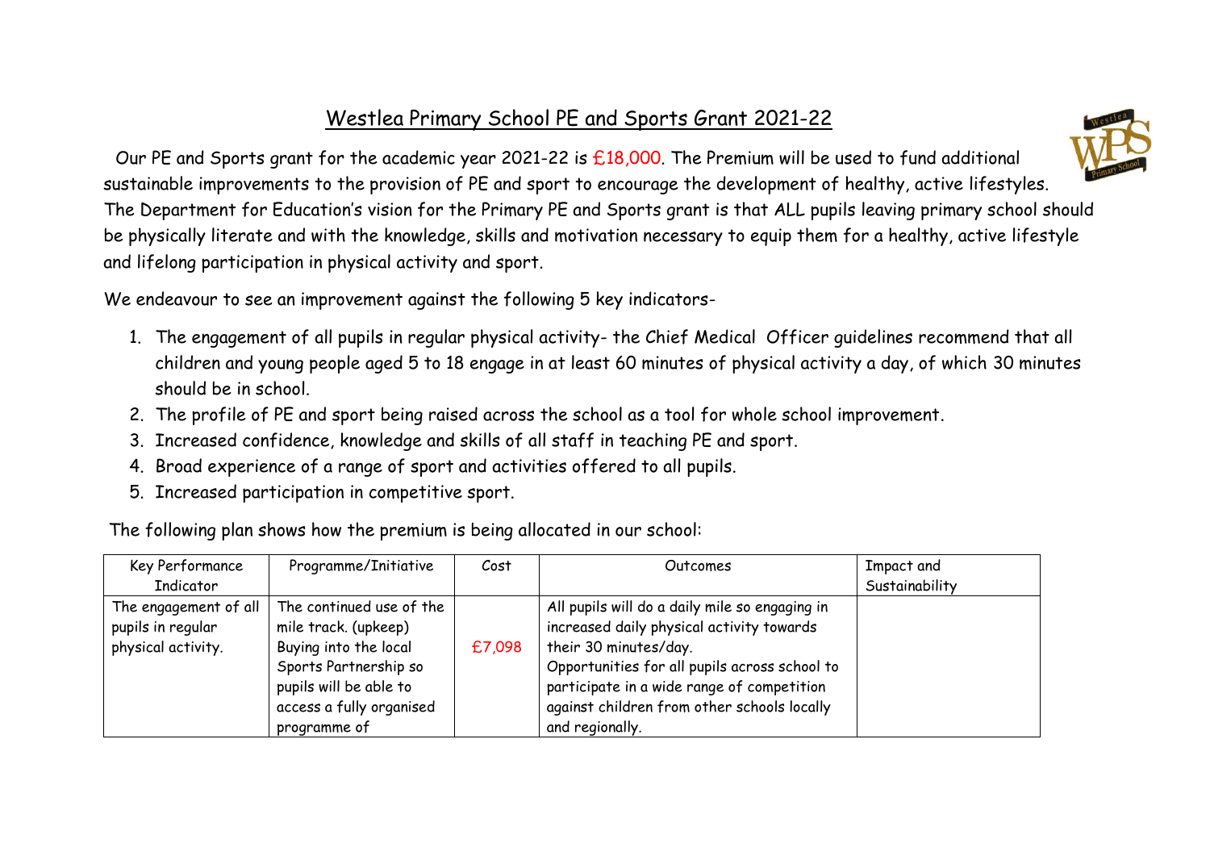# Westlea Primary School PE and Sports Grant 2021-22

Our PE and Sports grant for the academic year 2021-22 is £18,000. The Premium will be used to fund additional sustainable improvements to the provision of PE and sport to encourage the development of healthy, active lifestyles. The Department for Education's vision for the Primary PE and Sports grant is that ALL pupils leaving primary school should be physically literate and with the knowledge, skills and motivation necessary to equip them for a healthy, active lifestyle and lifelong participation in physical activity and sport.

We endeavour to see an improvement against the following 5 key indicators-

1. The engagement of all pupils in regular physical activity- the Chief Medical Officer guidelines recommend that all children and young people aged 5 to 18 engage in at least 60 minutes of physical activity a day, of which 30 minutes should be in school.
2. The profile of PE and sport being raised across the school as a tool for whole school improvement.
3. Increased confidence, knowledge and skills of all staff in teaching PE and sport.
4. Broad experience of a range of sport and activities offered to all pupils.
5. Increased participation in competitive sport.

The following plan shows how the premium is being allocated in our school:

| Key Performance Indicator | Programme/Initiative | Cost | Outcomes | Impact and Sustainability |
|---|---|---|---|---|
| The engagement of all pupils in regular physical activity. | The continued use of the mile track. (upkeep) Buying into the local Sports Partnership so pupils will be able to access a fully organised programme of | £7,098 | All pupils will do a daily mile so engaging in increased daily physical activity towards their 30 minutes/day. Opportunities for all pupils across school to participate in a wide range of competition against children from other schools locally and regionally. | |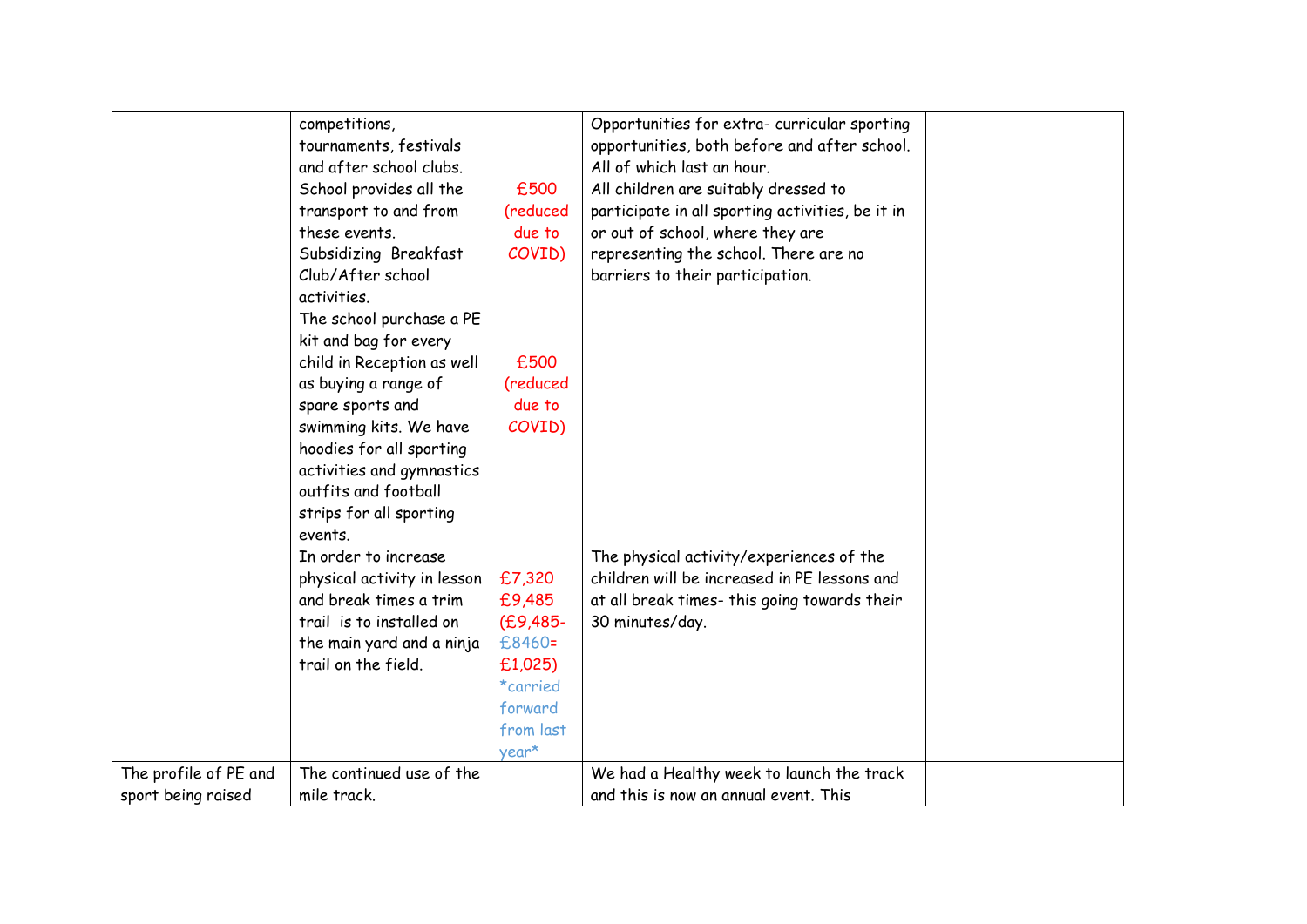| | | | | |
|---|---|---|---|---|
| | competitions, tournaments, festivals and after school clubs. School provides all the transport to and from these events. Subsidizing Breakfast Club/After school activities. | £500 (reduced due to COVID) | Opportunities for extra- curricular sporting opportunities, both before and after school. All of which last an hour. All children are suitably dressed to participate in all sporting activities, be it in or out of school, where they are representing the school. There are no barriers to their participation. | |
| | The school purchase a PE kit and bag for every child in Reception as well as buying a range of spare sports and swimming kits. We have hoodies for all sporting activities and gymnastics outfits and football strips for all sporting events. | £500 (reduced due to COVID) | | |
| | In order to increase physical activity in lesson and break times a trim trail is to installed on the main yard and a ninja trail on the field. | £7,320 £9,485 (£9,485- £8460= £1,025) *carried forward from last year* | The physical activity/experiences of the children will be increased in PE lessons and at all break times- this going towards their 30 minutes/day. | |
| The profile of PE and sport being raised | The continued use of the mile track. | | We had a Healthy week to launch the track and this is now an annual event. This | |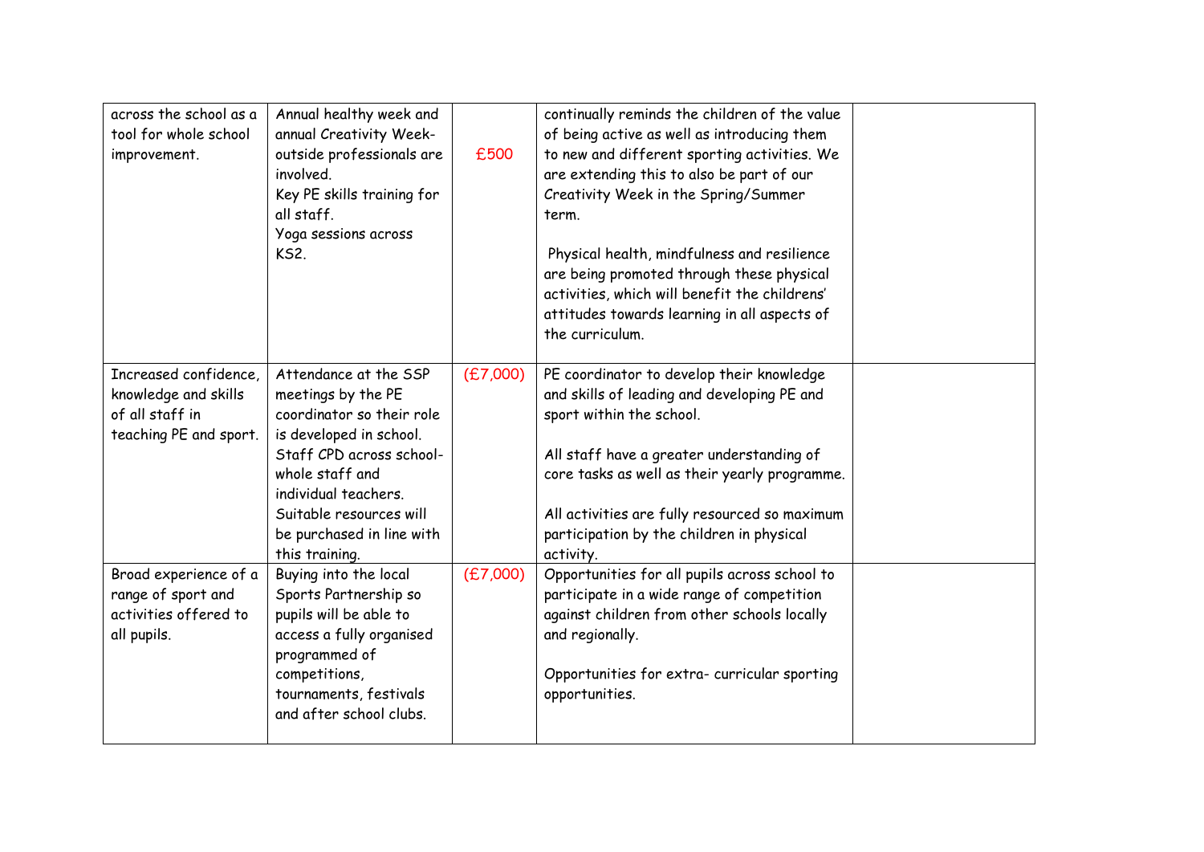| | | | | |
|---|---|---|---|---|
| across the school as a tool for whole school improvement. | Annual healthy week and annual Creativity Week- outside professionals are involved.<br>Key PE skills training for all staff.<br>Yoga sessions across KS2. | £500 | continually reminds the children of the value of being active as well as introducing them to new and different sporting activities. We are extending this to also be part of our Creativity Week in the Spring/Summer term.<br><br>Physical health, mindfulness and resilience are being promoted through these physical activities, which will benefit the childrens' attitudes towards learning in all aspects of the curriculum. | |
| Increased confidence, knowledge and skills of all staff in teaching PE and sport. | Attendance at the SSP meetings by the PE coordinator so their role is developed in school.<br>Staff CPD across school- whole staff and individual teachers.<br>Suitable resources will be purchased in line with this training. | (£7,000) | PE coordinator to develop their knowledge and skills of leading and developing PE and sport within the school.<br><br>All staff have a greater understanding of core tasks as well as their yearly programme.<br><br>All activities are fully resourced so maximum participation by the children in physical activity. | |
| Broad experience of a range of sport and activities offered to all pupils. | Buying into the local Sports Partnership so pupils will be able to access a fully organised programmed of competitions, tournaments, festivals and after school clubs. | (£7,000) | Opportunities for all pupils across school to participate in a wide range of competition against children from other schools locally and regionally.<br><br>Opportunities for extra- curricular sporting opportunities. | |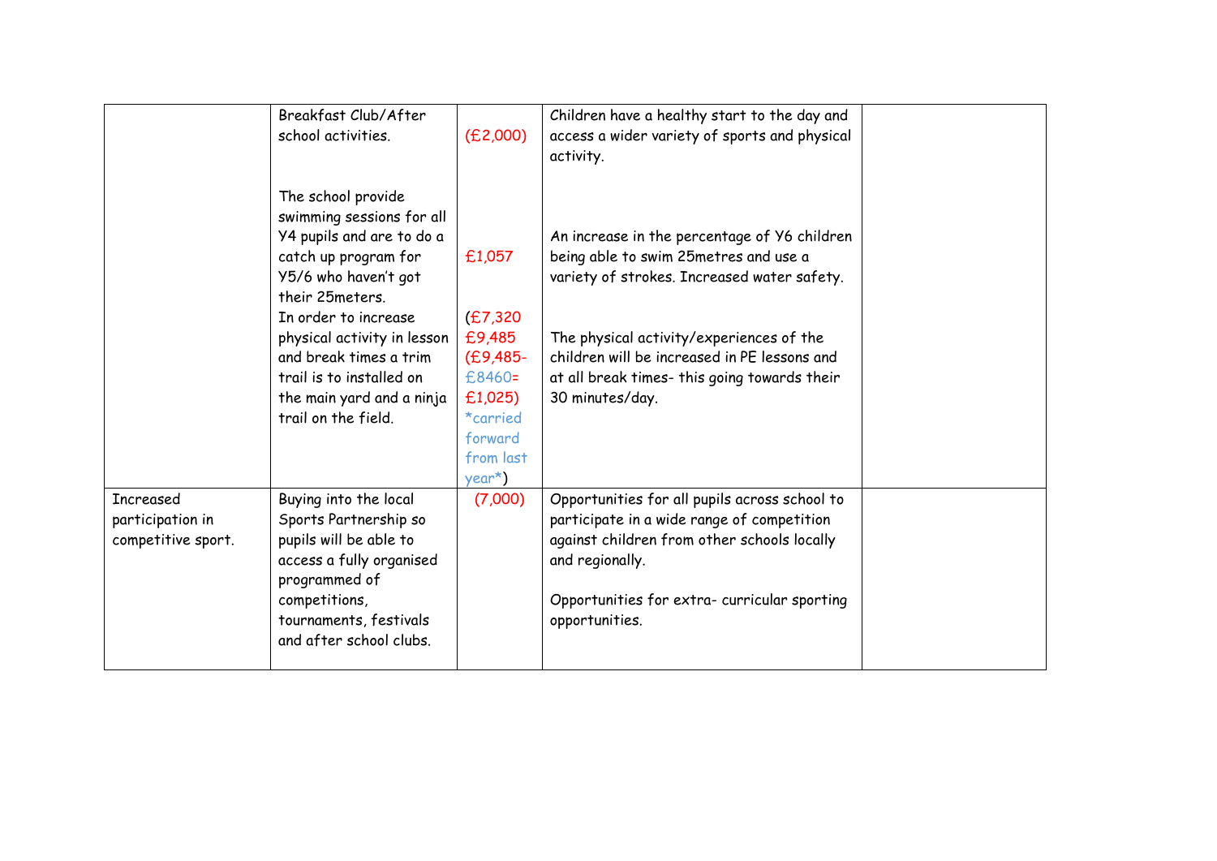| | | | | |
|---|---|---|---|---|
| | Breakfast Club/After school activities.<br><br>The school provide swimming sessions for all Y4 pupils and are to do a catch up program for Y5/6 who haven't got their 25meters.<br>In order to increase physical activity in lesson and break times a trim trail is to installed on the main yard and a ninja trail on the field. | (£2,000)<br><br>£1,057<br><br>(£7,320 £9,485 (£9,485- £8460= £1,025) *carried forward from last year*) | Children have a healthy start to the day and access a wider variety of sports and physical activity.<br><br>An increase in the percentage of Y6 children being able to swim 25metres and use a variety of strokes. Increased water safety.<br><br>The physical activity/experiences of the children will be increased in PE lessons and at all break times- this going towards their 30 minutes/day. | |
| Increased participation in competitive sport. | Buying into the local Sports Partnership so pupils will be able to access a fully organised programmed of competitions, tournaments, festivals and after school clubs. | (7,000) | Opportunities for all pupils across school to participate in a wide range of competition against children from other schools locally and regionally.<br><br>Opportunities for extra- curricular sporting opportunities. | |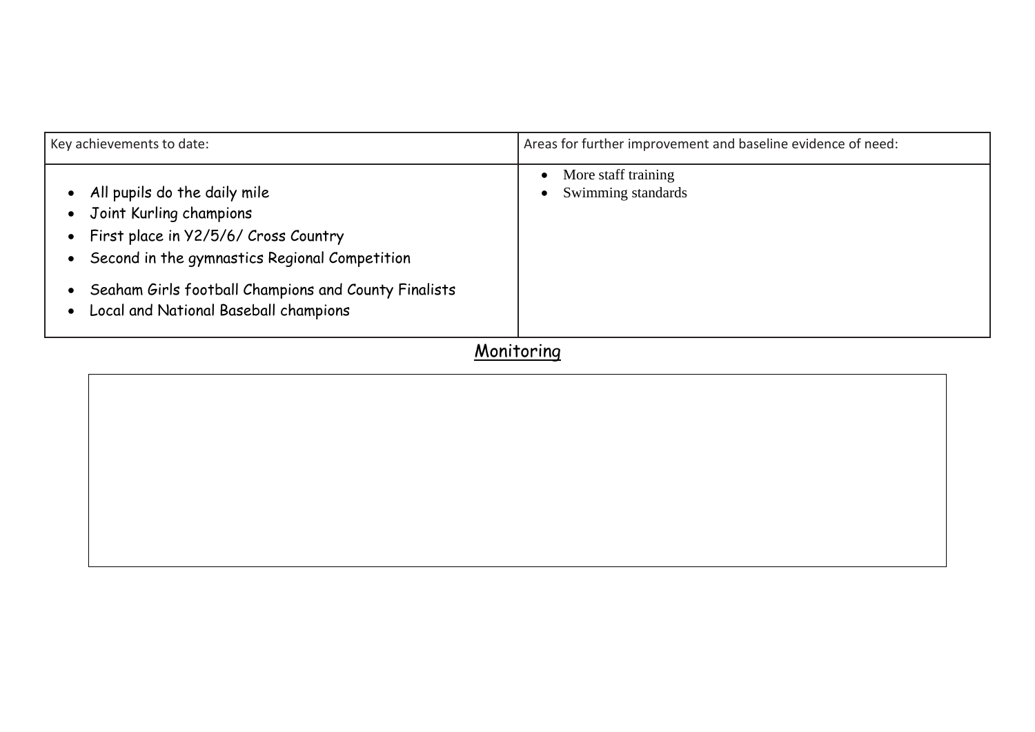| Key achievements to date: | Areas for further improvement and baseline evidence of need: |
|---|---|
| • All pupils do the daily mile<br>• Joint Kurling champions<br>• First place in Y2/5/6/ Cross Country<br>• Second in the gymnastics Regional Competition<br>• Seaham Girls football Champions and County Finalists<br>• Local and National Baseball champions | • More staff training<br>• Swimming standards |

## Monitoring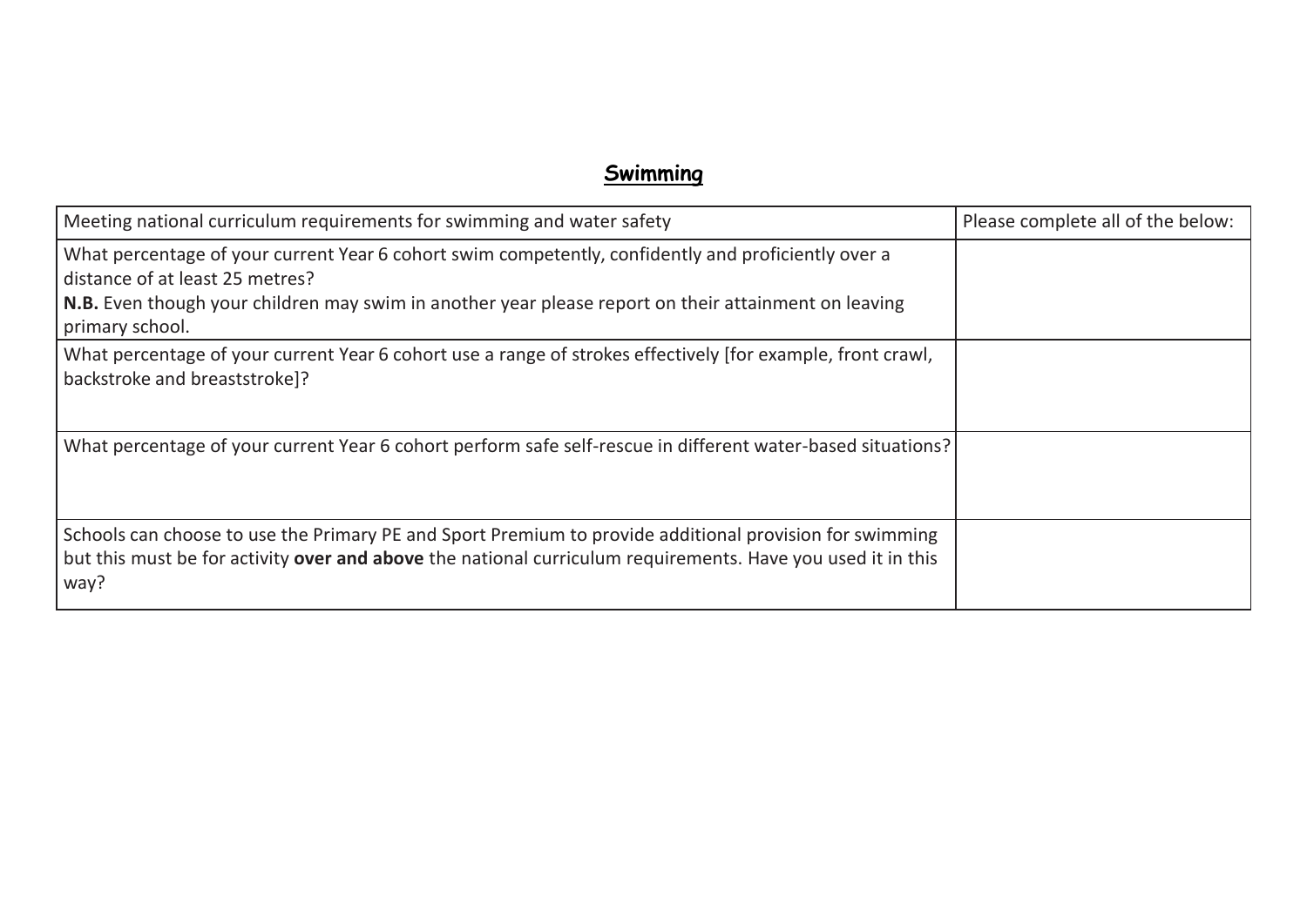## Swimming

| Meeting national curriculum requirements for swimming and water safety | Please complete all of the below: |
|---|---|
| What percentage of your current Year 6 cohort swim competently, confidently and proficiently over a distance of at least 25 metres?<br>**N.B.** Even though your children may swim in another year please report on their attainment on leaving primary school. | |
| What percentage of your current Year 6 cohort use a range of strokes effectively [for example, front crawl, backstroke and breaststroke]? | |
| What percentage of your current Year 6 cohort perform safe self-rescue in different water-based situations? | |
| Schools can choose to use the Primary PE and Sport Premium to provide additional provision for swimming but this must be for activity **over and above** the national curriculum requirements. Have you used it in this way? | |